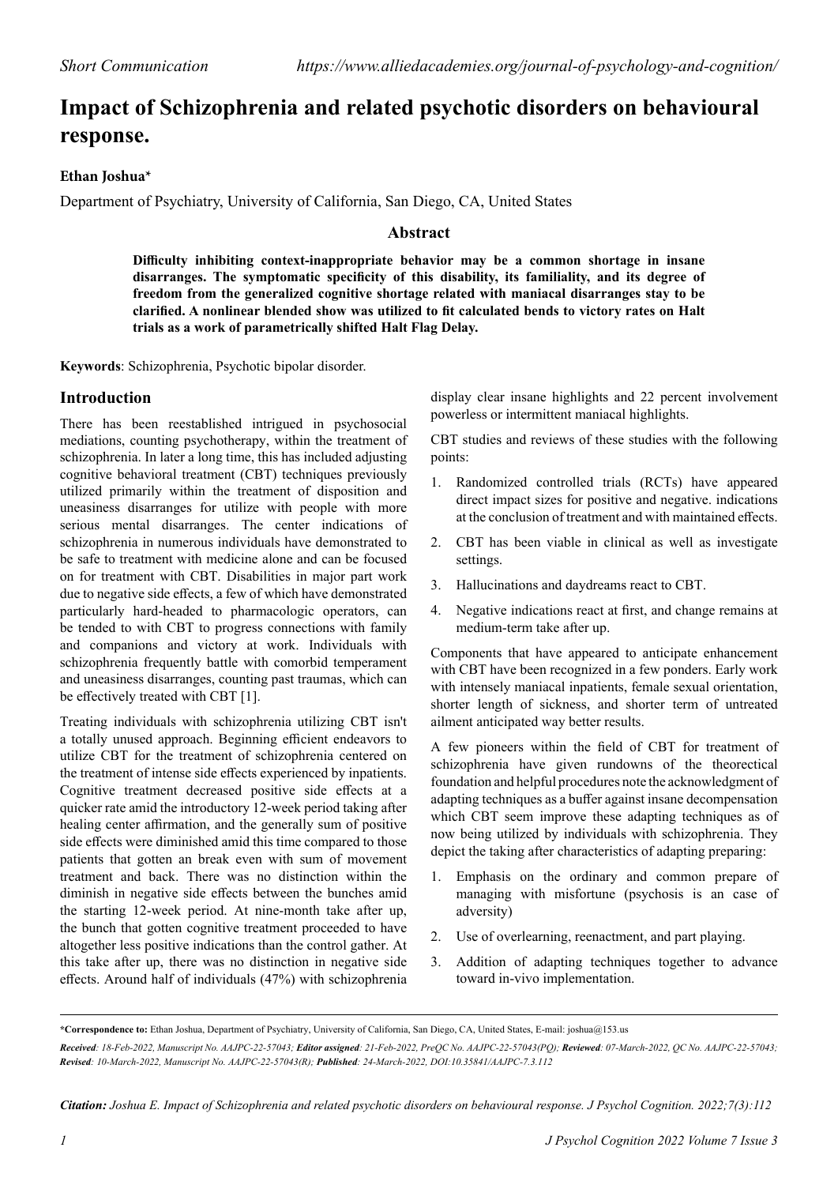*Short Communication* *https://www.alliedacademies.org/journal-of-psychology-and-cognition/*

# Impact of Schizophrenia and related psychotic disorders on behavioural response.

**Ethan Joshua***

Department of Psychiatry, University of California, San Diego, CA, United States

## Abstract

**Difficulty inhibiting context-inappropriate behavior may be a common shortage in insane disarranges. The symptomatic specificity of this disability, its familiality, and its degree of freedom from the generalized cognitive shortage related with maniacal disarranges stay to be clarified. A nonlinear blended show was utilized to fit calculated bends to victory rates on Halt trials as a work of parametrically shifted Halt Flag Delay.**

**Keywords**: Schizophrenia, Psychotic bipolar disorder.

## Introduction

There has been reestablished intrigued in psychosocial mediations, counting psychotherapy, within the treatment of schizophrenia. In later a long time, this has included adjusting cognitive behavioral treatment (CBT) techniques previously utilized primarily within the treatment of disposition and uneasiness disarranges for utilize with people with more serious mental disarranges. The center indications of schizophrenia in numerous individuals have demonstrated to be safe to treatment with medicine alone and can be focused on for treatment with CBT. Disabilities in major part work due to negative side effects, a few of which have demonstrated particularly hard-headed to pharmacologic operators, can be tended to with CBT to progress connections with family and companions and victory at work. Individuals with schizophrenia frequently battle with comorbid temperament and uneasiness disarranges, counting past traumas, which can be effectively treated with CBT [1].

Treating individuals with schizophrenia utilizing CBT isn't a totally unused approach. Beginning efficient endeavors to utilize CBT for the treatment of schizophrenia centered on the treatment of intense side effects experienced by inpatients. Cognitive treatment decreased positive side effects at a quicker rate amid the introductory 12-week period taking after healing center affirmation, and the generally sum of positive side effects were diminished amid this time compared to those patients that gotten an break even with sum of movement treatment and back. There was no distinction within the diminish in negative side effects between the bunches amid the starting 12-week period. At nine-month take after up, the bunch that gotten cognitive treatment proceeded to have altogether less positive indications than the control gather. At this take after up, there was no distinction in negative side effects. Around half of individuals (47%) with schizophrenia display clear insane highlights and 22 percent involvement powerless or intermittent maniacal highlights.

CBT studies and reviews of these studies with the following points:

1. Randomized controlled trials (RCTs) have appeared direct impact sizes for positive and negative. indications at the conclusion of treatment and with maintained effects.
2. CBT has been viable in clinical as well as investigate settings.
3. Hallucinations and daydreams react to CBT.
4. Negative indications react at first, and change remains at medium-term take after up.

Components that have appeared to anticipate enhancement with CBT have been recognized in a few ponders. Early work with intensely maniacal inpatients, female sexual orientation, shorter length of sickness, and shorter term of untreated ailment anticipated way better results.

A few pioneers within the field of CBT for treatment of schizophrenia have given rundowns of the theorectical foundation and helpful procedures note the acknowledgment of adapting techniques as a buffer against insane decompensation which CBT seem improve these adapting techniques as of now being utilized by individuals with schizophrenia. They depict the taking after characteristics of adapting preparing:

1. Emphasis on the ordinary and common prepare of managing with misfortune (psychosis is an case of adversity)
2. Use of overlearning, reenactment, and part playing.
3. Addition of adapting techniques together to advance toward in-vivo implementation.

---

***Correspondence to:** Ethan Joshua, Department of Psychiatry, University of California, San Diego, CA, United States, E-mail: joshua@153.us

***Received**: 18-Feb-2022, Manuscript No. AAJPC-22-57043; **Editor assigned**: 21-Feb-2022, PreQC No. AAJPC-22-57043(PQ); **Reviewed**: 07-March-2022, QC No. AAJPC-22-57043; **Revised**: 10-March-2022, Manuscript No. AAJPC-22-57043(R); **Published**: 24-March-2022, DOI:10.35841/AAJPC-7.3.112*

***Citation:** Joshua E. Impact of Schizophrenia and related psychotic disorders on behavioural response. J Psychol Cognition. 2022;7(3):112*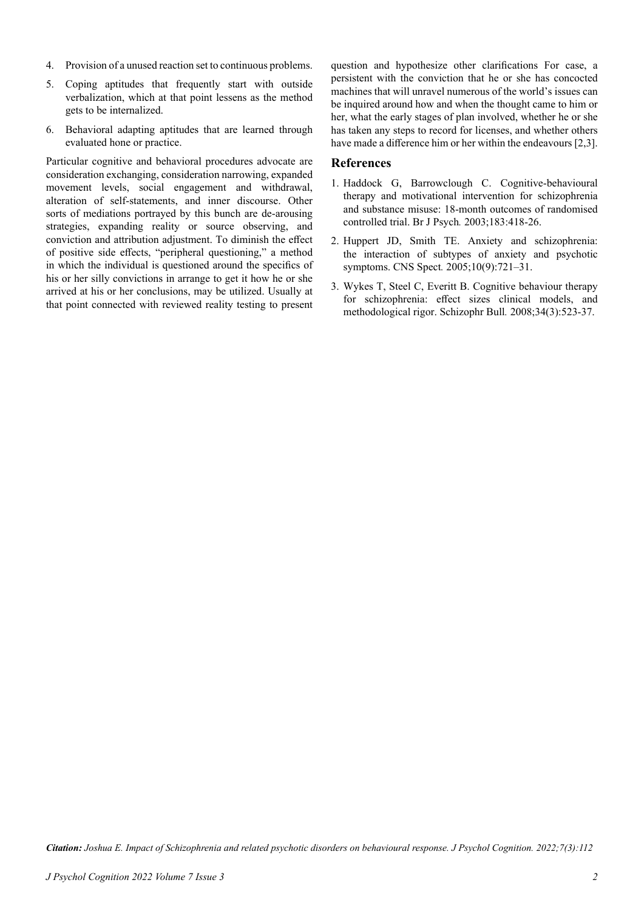4. Provision of a unused reaction set to continuous problems.
5. Coping aptitudes that frequently start with outside verbalization, which at that point lessens as the method gets to be internalized.
6. Behavioral adapting aptitudes that are learned through evaluated hone or practice.

Particular cognitive and behavioral procedures advocate are consideration exchanging, consideration narrowing, expanded movement levels, social engagement and withdrawal, alteration of self-statements, and inner discourse. Other sorts of mediations portrayed by this bunch are de-arousing strategies, expanding reality or source observing, and conviction and attribution adjustment. To diminish the effect of positive side effects, "peripheral questioning," a method in which the individual is questioned around the specifics of his or her silly convictions in arrange to get it how he or she arrived at his or her conclusions, may be utilized. Usually at that point connected with reviewed reality testing to present question and hypothesize other clarifications For case, a persistent with the conviction that he or she has concocted machines that will unravel numerous of the world's issues can be inquired around how and when the thought came to him or her, what the early stages of plan involved, whether he or she has taken any steps to record for licenses, and whether others have made a difference him or her within the endeavours [2,3].

## References

1. Haddock G, Barrowclough C. Cognitive-behavioural therapy and motivational intervention for schizophrenia and substance misuse: 18-month outcomes of randomised controlled trial. Br J Psych*.* 2003;183:418-26.
2. Huppert JD, Smith TE. Anxiety and schizophrenia: the interaction of subtypes of anxiety and psychotic symptoms. CNS Spect*.* 2005;10(9):721–31.
3. Wykes T, Steel C, Everitt B. Cognitive behaviour therapy for schizophrenia: effect sizes clinical models, and methodological rigor. Schizophr Bull*.* 2008;34(3):523-37.

***Citation:*** *Joshua E. Impact of Schizophrenia and related psychotic disorders on behavioural response. J Psychol Cognition. 2022;7(3):112*